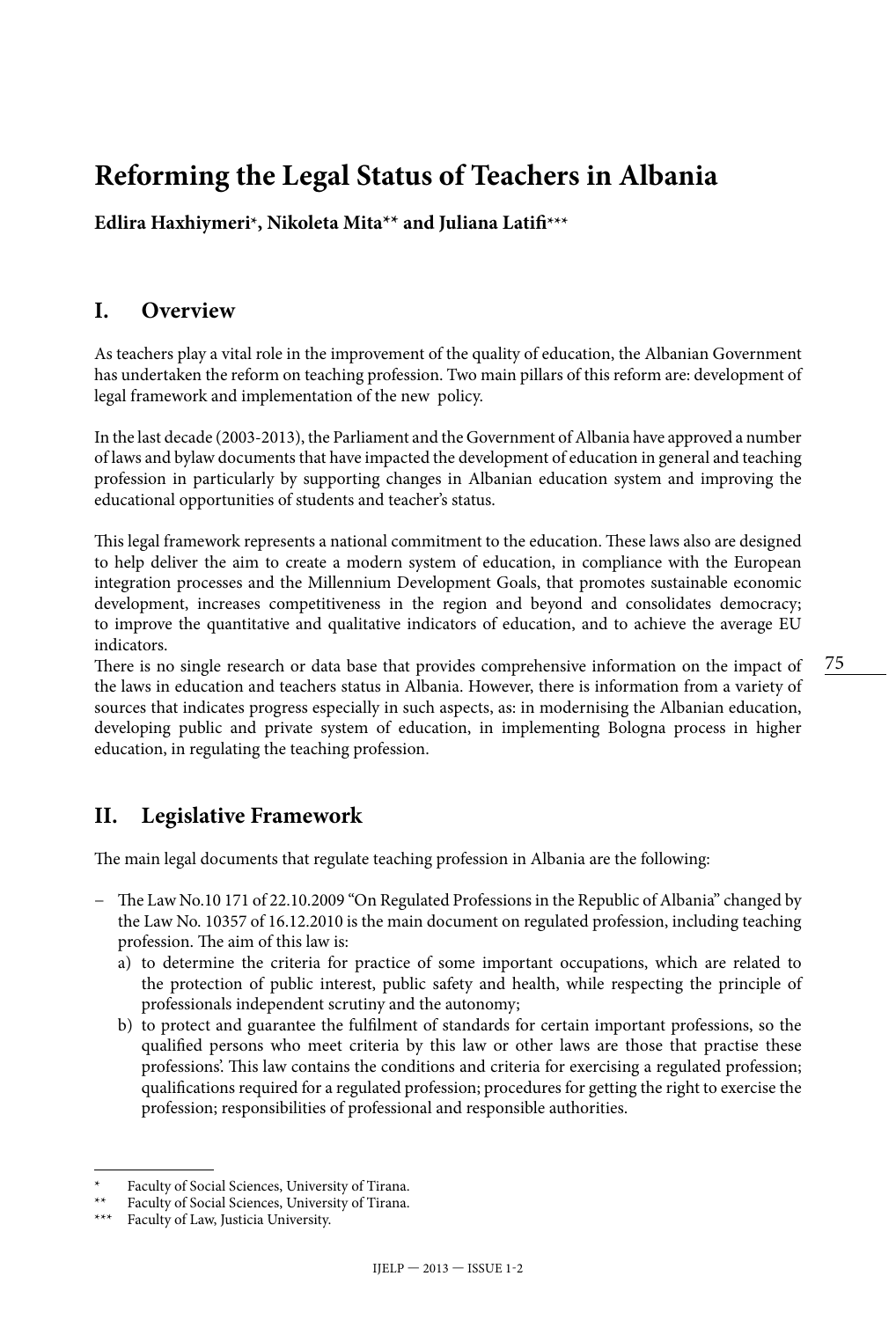# Reforming the Legal Status of Teachers in Albania

**Edlira Haxhiymeri*, Nikoleta Mita** and Juliana Latifi*****

## I. Overview

As teachers play a vital role in the improvement of the quality of education, the Albanian Government has undertaken the reform on teaching profession. Two main pillars of this reform are: development of legal framework and implementation of the new policy.

In the last decade (2003-2013), the Parliament and the Government of Albania have approved a number of laws and bylaw documents that have impacted the development of education in general and teaching profession in particularly by supporting changes in Albanian education system and improving the educational opportunities of students and teacher's status.

This legal framework represents a national commitment to the education. These laws also are designed to help deliver the aim to create a modern system of education, in compliance with the European integration processes and the Millennium Development Goals, that promotes sustainable economic development, increases competitiveness in the region and beyond and consolidates democracy; to improve the quantitative and qualitative indicators of education, and to achieve the average EU indicators.

There is no single research or data base that provides comprehensive information on the impact of the laws in education and teachers status in Albania. However, there is information from a variety of sources that indicates progress especially in such aspects, as: in modernising the Albanian education, developing public and private system of education, in implementing Bologna process in higher education, in regulating the teaching profession.

## II. Legislative Framework

The main legal documents that regulate teaching profession in Albania are the following:

- The Law No.10 171 of 22.10.2009 "On Regulated Professions in the Republic of Albania" changed by the Law No. 10357 of 16.12.2010 is the main document on regulated profession, including teaching profession. The aim of this law is:
  - a) to determine the criteria for practice of some important occupations, which are related to the protection of public interest, public safety and health, while respecting the principle of professionals independent scrutiny and the autonomy;
  - b) to protect and guarantee the fulfilment of standards for certain important professions, so the qualified persons who meet criteria by this law or other laws are those that practise these professions'. This law contains the conditions and criteria for exercising a regulated profession; qualifications required for a regulated profession; procedures for getting the right to exercise the profession; responsibilities of professional and responsible authorities.

---

\* Faculty of Social Sciences, University of Tirana.

\*\* Faculty of Social Sciences, University of Tirana.

\*\*\* Faculty of Law, Justicia University.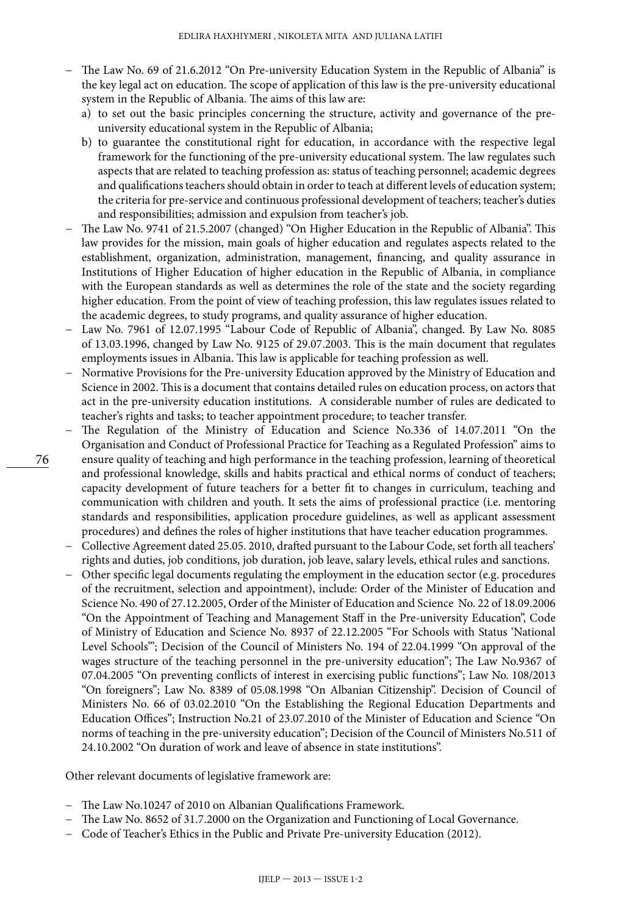- The Law No. 69 of 21.6.2012 "On Pre-university Education System in the Republic of Albania" is the key legal act on education. The scope of application of this law is the pre-university educational system in the Republic of Albania. The aims of this law are:
  a) to set out the basic principles concerning the structure, activity and governance of the pre-university educational system in the Republic of Albania;
  b) to guarantee the constitutional right for education, in accordance with the respective legal framework for the functioning of the pre-university educational system. The law regulates such aspects that are related to teaching profession as: status of teaching personnel; academic degrees and qualifications teachers should obtain in order to teach at different levels of education system; the criteria for pre-service and continuous professional development of teachers; teacher's duties and responsibilities; admission and expulsion from teacher's job.
- The Law No. 9741 of 21.5.2007 (changed) "On Higher Education in the Republic of Albania". This law provides for the mission, main goals of higher education and regulates aspects related to the establishment, organization, administration, management, financing, and quality assurance in Institutions of Higher Education of higher education in the Republic of Albania, in compliance with the European standards as well as determines the role of the state and the society regarding higher education. From the point of view of teaching profession, this law regulates issues related to the academic degrees, to study programs, and quality assurance of higher education.
- Law No. 7961 of 12.07.1995 "Labour Code of Republic of Albania", changed. By Law No. 8085 of 13.03.1996, changed by Law No. 9125 of 29.07.2003. This is the main document that regulates employments issues in Albania. This law is applicable for teaching profession as well.
- Normative Provisions for the Pre-university Education approved by the Ministry of Education and Science in 2002. This is a document that contains detailed rules on education process, on actors that act in the pre-university education institutions. A considerable number of rules are dedicated to teacher's rights and tasks; to teacher appointment procedure; to teacher transfer.
- The Regulation of the Ministry of Education and Science No.336 of 14.07.2011 "On the Organisation and Conduct of Professional Practice for Teaching as a Regulated Profession" aims to ensure quality of teaching and high performance in the teaching profession, learning of theoretical and professional knowledge, skills and habits practical and ethical norms of conduct of teachers; capacity development of future teachers for a better fit to changes in curriculum, teaching and communication with children and youth. It sets the aims of professional practice (i.e. mentoring standards and responsibilities, application procedure guidelines, as well as applicant assessment procedures) and defines the roles of higher institutions that have teacher education programmes.
- Collective Agreement dated 25.05. 2010, drafted pursuant to the Labour Code, set forth all teachers' rights and duties, job conditions, job duration, job leave, salary levels, ethical rules and sanctions.
- Other specific legal documents regulating the employment in the education sector (e.g. procedures of the recruitment, selection and appointment), include: Order of the Minister of Education and Science No. 490 of 27.12.2005, Order of the Minister of Education and Science No. 22 of 18.09.2006 "On the Appointment of Teaching and Management Staff in the Pre-university Education", Code of Ministry of Education and Science No. 8937 of 22.12.2005 "For Schools with Status 'National Level Schools'"; Decision of the Council of Ministers No. 194 of 22.04.1999 "On approval of the wages structure of the teaching personnel in the pre-university education"; The Law No.9367 of 07.04.2005 "On preventing conflicts of interest in exercising public functions"; Law No. 108/2013 "On foreigners"; Law No. 8389 of 05.08.1998 "On Albanian Citizenship". Decision of Council of Ministers No. 66 of 03.02.2010 "On the Establishing the Regional Education Departments and Education Offices"; Instruction No.21 of 23.07.2010 of the Minister of Education and Science "On norms of teaching in the pre-university education"; Decision of the Council of Ministers No.511 of 24.10.2002 "On duration of work and leave of absence in state institutions".

Other relevant documents of legislative framework are:

- The Law No.10247 of 2010 on Albanian Qualifications Framework.
- The Law No. 8652 of 31.7.2000 on the Organization and Functioning of Local Governance.
- Code of Teacher's Ethics in the Public and Private Pre-university Education (2012).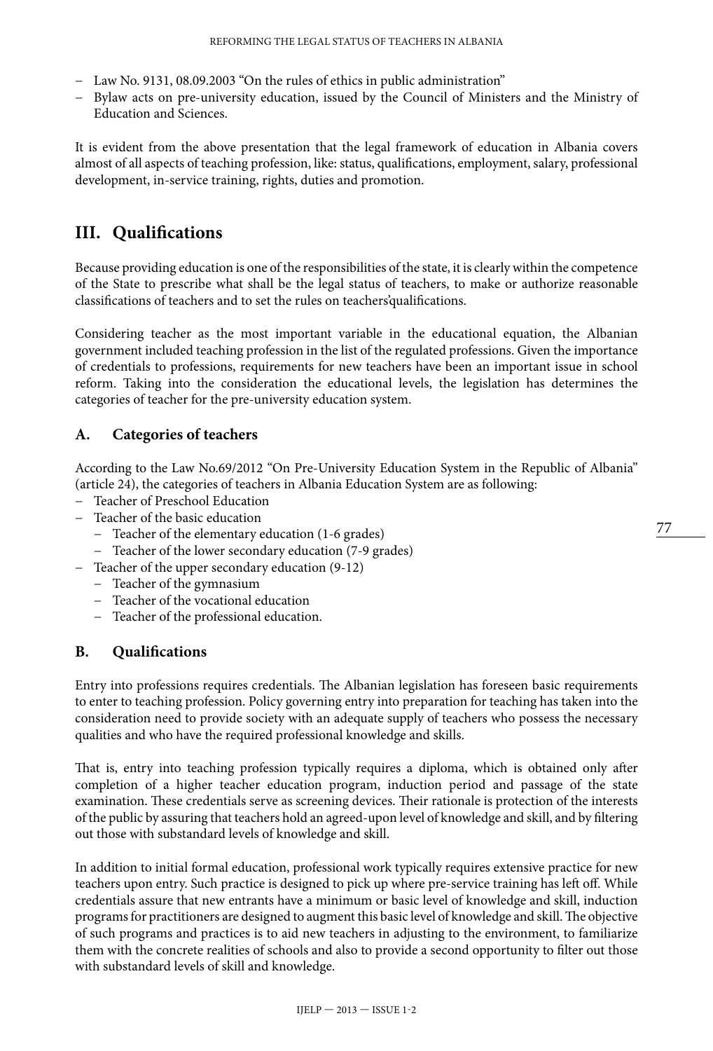- Law No. 9131, 08.09.2003 "On the rules of ethics in public administration"
- Bylaw acts on pre-university education, issued by the Council of Ministers and the Ministry of Education and Sciences.

It is evident from the above presentation that the legal framework of education in Albania covers almost of all aspects of teaching profession, like: status, qualifications, employment, salary, professional development, in-service training, rights, duties and promotion.

## III. Qualifications

Because providing education is one of the responsibilities of the state, it is clearly within the competence of the State to prescribe what shall be the legal status of teachers, to make or authorize reasonable classifications of teachers and to set the rules on teachers'qualifications.

Considering teacher as the most important variable in the educational equation, the Albanian government included teaching profession in the list of the regulated professions. Given the importance of credentials to professions, requirements for new teachers have been an important issue in school reform. Taking into the consideration the educational levels, the legislation has determines the categories of teacher for the pre-university education system.

### A. Categories of teachers

According to the Law No.69/2012 "On Pre-University Education System in the Republic of Albania" (article 24), the categories of teachers in Albania Education System are as following:

- Teacher of Preschool Education
- Teacher of the basic education
  - Teacher of the elementary education (1-6 grades)
  - Teacher of the lower secondary education (7-9 grades)
- Teacher of the upper secondary education (9-12)
  - Teacher of the gymnasium
  - Teacher of the vocational education
  - Teacher of the professional education.

### B. Qualifications

Entry into professions requires credentials. The Albanian legislation has foreseen basic requirements to enter to teaching profession. Policy governing entry into preparation for teaching has taken into the consideration need to provide society with an adequate supply of teachers who possess the necessary qualities and who have the required professional knowledge and skills.

That is, entry into teaching profession typically requires a diploma, which is obtained only after completion of a higher teacher education program, induction period and passage of the state examination. These credentials serve as screening devices. Their rationale is protection of the interests of the public by assuring that teachers hold an agreed-upon level of knowledge and skill, and by filtering out those with substandard levels of knowledge and skill.

In addition to initial formal education, professional work typically requires extensive practice for new teachers upon entry. Such practice is designed to pick up where pre-service training has left off. While credentials assure that new entrants have a minimum or basic level of knowledge and skill, induction programs for practitioners are designed to augment this basic level of knowledge and skill. The objective of such programs and practices is to aid new teachers in adjusting to the environment, to familiarize them with the concrete realities of schools and also to provide a second opportunity to filter out those with substandard levels of skill and knowledge.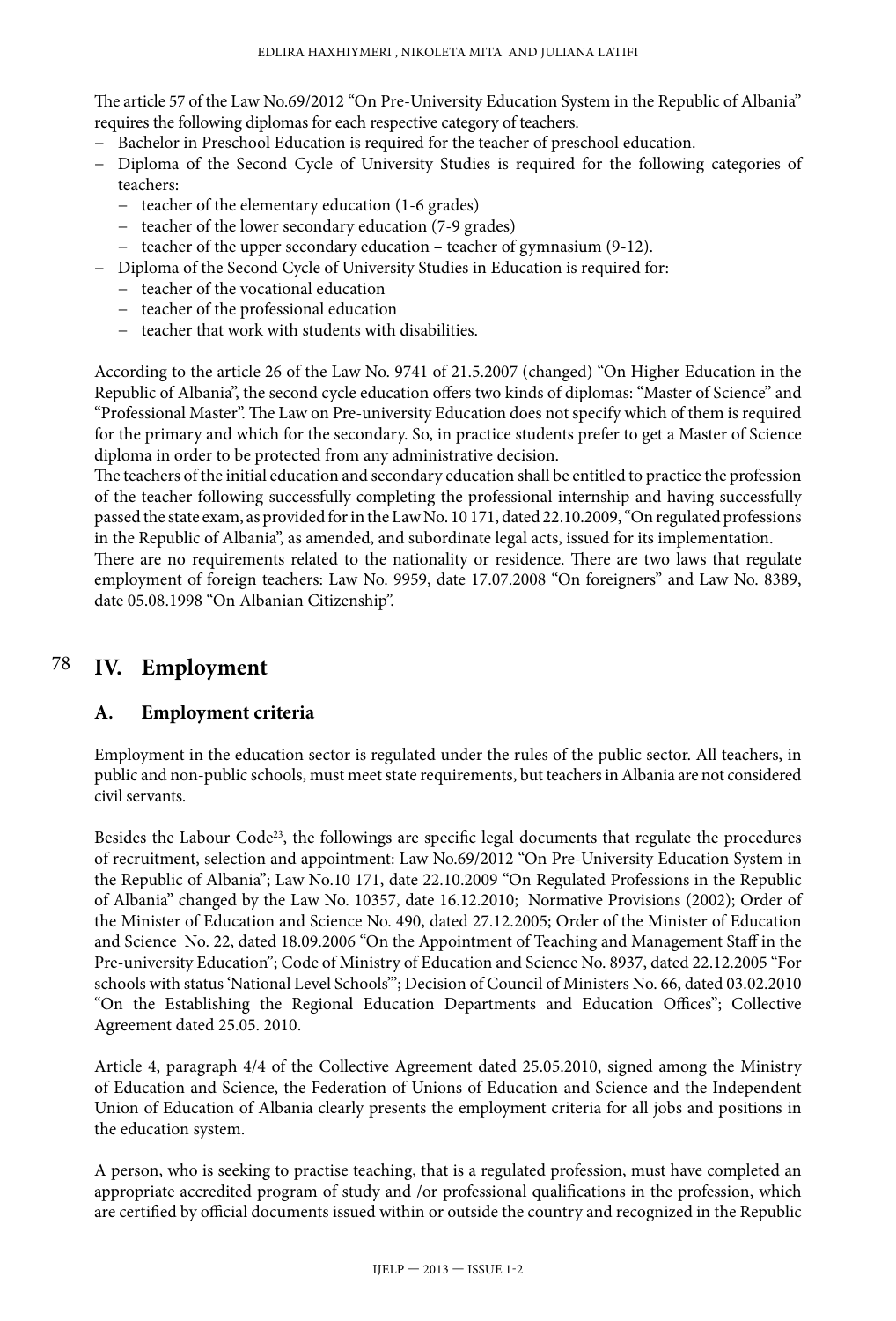The article 57 of the Law No.69/2012 "On Pre-University Education System in the Republic of Albania" requires the following diplomas for each respective category of teachers.

- Bachelor in Preschool Education is required for the teacher of preschool education.
- Diploma of the Second Cycle of University Studies is required for the following categories of teachers:
  - teacher of the elementary education (1-6 grades)
  - teacher of the lower secondary education (7-9 grades)
  - teacher of the upper secondary education – teacher of gymnasium (9-12).
- Diploma of the Second Cycle of University Studies in Education is required for:
  - teacher of the vocational education
  - teacher of the professional education
  - teacher that work with students with disabilities.

According to the article 26 of the Law No. 9741 of 21.5.2007 (changed) "On Higher Education in the Republic of Albania", the second cycle education offers two kinds of diplomas: "Master of Science" and "Professional Master". The Law on Pre-university Education does not specify which of them is required for the primary and which for the secondary. So, in practice students prefer to get a Master of Science diploma in order to be protected from any administrative decision.

The teachers of the initial education and secondary education shall be entitled to practice the profession of the teacher following successfully completing the professional internship and having successfully passed the state exam, as provided for in the Law No. 10 171, dated 22.10.2009, "On regulated professions in the Republic of Albania", as amended, and subordinate legal acts, issued for its implementation.

There are no requirements related to the nationality or residence. There are two laws that regulate employment of foreign teachers: Law No. 9959, date 17.07.2008 "On foreigners" and Law No. 8389, date 05.08.1998 "On Albanian Citizenship".

## IV. Employment

### A. Employment criteria

Employment in the education sector is regulated under the rules of the public sector. All teachers, in public and non-public schools, must meet state requirements, but teachers in Albania are not considered civil servants.

Besides the Labour Code[23], the followings are specific legal documents that regulate the procedures of recruitment, selection and appointment: Law No.69/2012 "On Pre-University Education System in the Republic of Albania"; Law No.10 171, date 22.10.2009 "On Regulated Professions in the Republic of Albania" changed by the Law No. 10357, date 16.12.2010; Normative Provisions (2002); Order of the Minister of Education and Science No. 490, dated 27.12.2005; Order of the Minister of Education and Science No. 22, dated 18.09.2006 "On the Appointment of Teaching and Management Staff in the Pre-university Education"; Code of Ministry of Education and Science No. 8937, dated 22.12.2005 "For schools with status 'National Level Schools'"; Decision of Council of Ministers No. 66, dated 03.02.2010 "On the Establishing the Regional Education Departments and Education Offices"; Collective Agreement dated 25.05. 2010.

Article 4, paragraph 4/4 of the Collective Agreement dated 25.05.2010, signed among the Ministry of Education and Science, the Federation of Unions of Education and Science and the Independent Union of Education of Albania clearly presents the employment criteria for all jobs and positions in the education system.

A person, who is seeking to practise teaching, that is a regulated profession, must have completed an appropriate accredited program of study and /or professional qualifications in the profession, which are certified by official documents issued within or outside the country and recognized in the Republic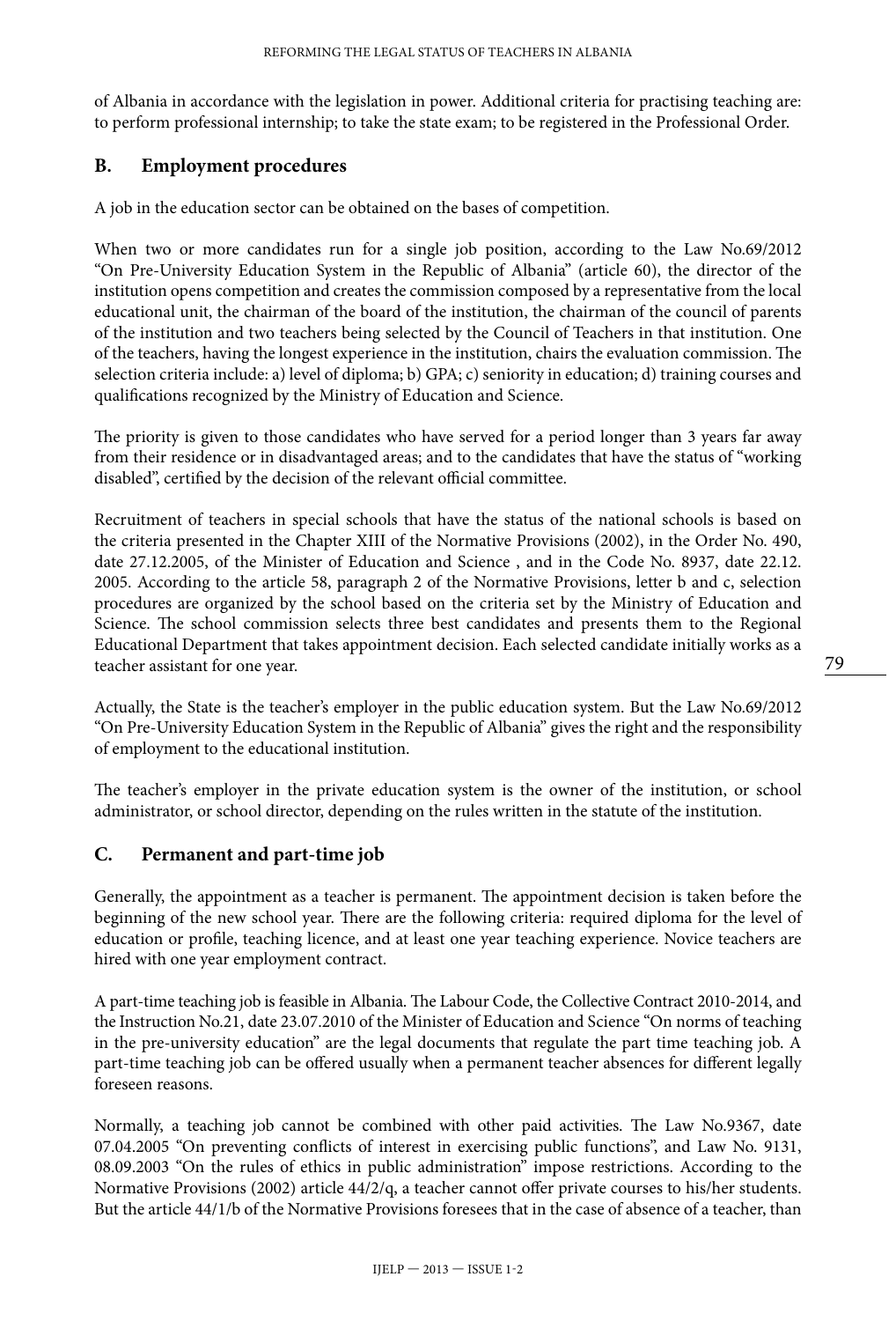of Albania in accordance with the legislation in power. Additional criteria for practising teaching are: to perform professional internship; to take the state exam; to be registered in the Professional Order.

## B. Employment procedures

A job in the education sector can be obtained on the bases of competition.

When two or more candidates run for a single job position, according to the Law No.69/2012 "On Pre-University Education System in the Republic of Albania" (article 60), the director of the institution opens competition and creates the commission composed by a representative from the local educational unit, the chairman of the board of the institution, the chairman of the council of parents of the institution and two teachers being selected by the Council of Teachers in that institution. One of the teachers, having the longest experience in the institution, chairs the evaluation commission. The selection criteria include: a) level of diploma; b) GPA; c) seniority in education; d) training courses and qualifications recognized by the Ministry of Education and Science.

The priority is given to those candidates who have served for a period longer than 3 years far away from their residence or in disadvantaged areas; and to the candidates that have the status of "working disabled", certified by the decision of the relevant official committee.

Recruitment of teachers in special schools that have the status of the national schools is based on the criteria presented in the Chapter XIII of the Normative Provisions (2002), in the Order No. 490, date 27.12.2005, of the Minister of Education and Science , and in the Code No. 8937, date 22.12. 2005. According to the article 58, paragraph 2 of the Normative Provisions, letter b and c, selection procedures are organized by the school based on the criteria set by the Ministry of Education and Science. The school commission selects three best candidates and presents them to the Regional Educational Department that takes appointment decision. Each selected candidate initially works as a teacher assistant for one year.

Actually, the State is the teacher's employer in the public education system. But the Law No.69/2012 "On Pre-University Education System in the Republic of Albania" gives the right and the responsibility of employment to the educational institution.

The teacher's employer in the private education system is the owner of the institution, or school administrator, or school director, depending on the rules written in the statute of the institution.

## C. Permanent and part-time job

Generally, the appointment as a teacher is permanent. The appointment decision is taken before the beginning of the new school year. There are the following criteria: required diploma for the level of education or profile, teaching licence, and at least one year teaching experience. Novice teachers are hired with one year employment contract.

A part-time teaching job is feasible in Albania. The Labour Code, the Collective Contract 2010-2014, and the Instruction No.21, date 23.07.2010 of the Minister of Education and Science "On norms of teaching in the pre-university education" are the legal documents that regulate the part time teaching job. A part-time teaching job can be offered usually when a permanent teacher absences for different legally foreseen reasons.

Normally, a teaching job cannot be combined with other paid activities. The Law No.9367, date 07.04.2005 "On preventing conflicts of interest in exercising public functions", and Law No. 9131, 08.09.2003 "On the rules of ethics in public administration" impose restrictions. According to the Normative Provisions (2002) article 44/2/q, a teacher cannot offer private courses to his/her students. But the article 44/1/b of the Normative Provisions foresees that in the case of absence of a teacher, than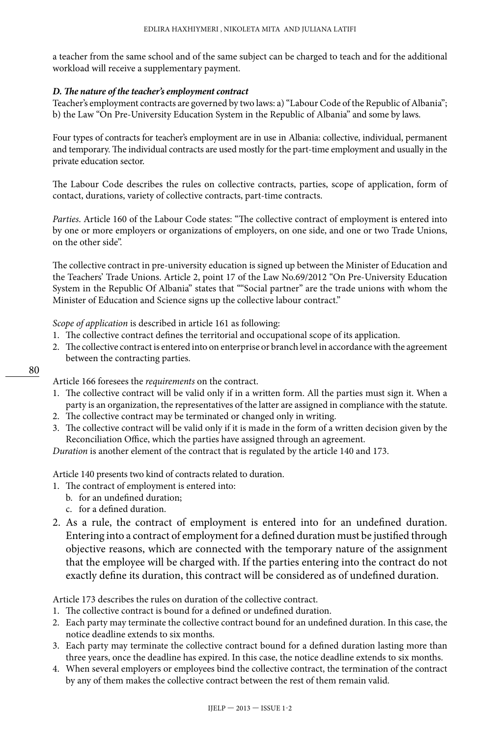a teacher from the same school and of the same subject can be charged to teach and for the additional workload will receive a supplementary payment.

***D. The nature of the teacher's employment contract***

Teacher's employment contracts are governed by two laws: a) "Labour Code of the Republic of Albania"; b) the Law "On Pre-University Education System in the Republic of Albania" and some by laws.

Four types of contracts for teacher's employment are in use in Albania: collective, individual, permanent and temporary. The individual contracts are used mostly for the part-time employment and usually in the private education sector.

The Labour Code describes the rules on collective contracts, parties, scope of application, form of contact, durations, variety of collective contracts, part-time contracts.

*Parties.* Article 160 of the Labour Code states: "The collective contract of employment is entered into by one or more employers or organizations of employers, on one side, and one or two Trade Unions, on the other side".

The collective contract in pre-university education is signed up between the Minister of Education and the Teachers' Trade Unions. Article 2, point 17 of the Law No.69/2012 "On Pre-University Education System in the Republic Of Albania" states that ""Social partner" are the trade unions with whom the Minister of Education and Science signs up the collective labour contract."

*Scope of application* is described in article 161 as following:

1. The collective contract defines the territorial and occupational scope of its application.
2. The collective contract is entered into on enterprise or branch level in accordance with the agreement between the contracting parties.

Article 166 foresees the *requirements* on the contract.

1. The collective contract will be valid only if in a written form. All the parties must sign it. When a party is an organization, the representatives of the latter are assigned in compliance with the statute.
2. The collective contract may be terminated or changed only in writing.
3. The collective contract will be valid only if it is made in the form of a written decision given by the Reconciliation Office, which the parties have assigned through an agreement.

*Duration* is another element of the contract that is regulated by the article 140 and 173.

Article 140 presents two kind of contracts related to duration.

1. The contract of employment is entered into:
   b. for an undefined duration;
   c. for a defined duration.
2. As a rule, the contract of employment is entered into for an undefined duration. Entering into a contract of employment for a defined duration must be justified through objective reasons, which are connected with the temporary nature of the assignment that the employee will be charged with. If the parties entering into the contract do not exactly define its duration, this contract will be considered as of undefined duration.

Article 173 describes the rules on duration of the collective contract.

1. The collective contract is bound for a defined or undefined duration.
2. Each party may terminate the collective contract bound for an undefined duration. In this case, the notice deadline extends to six months.
3. Each party may terminate the collective contract bound for a defined duration lasting more than three years, once the deadline has expired. In this case, the notice deadline extends to six months.
4. When several employers or employees bind the collective contract, the termination of the contract by any of them makes the collective contract between the rest of them remain valid.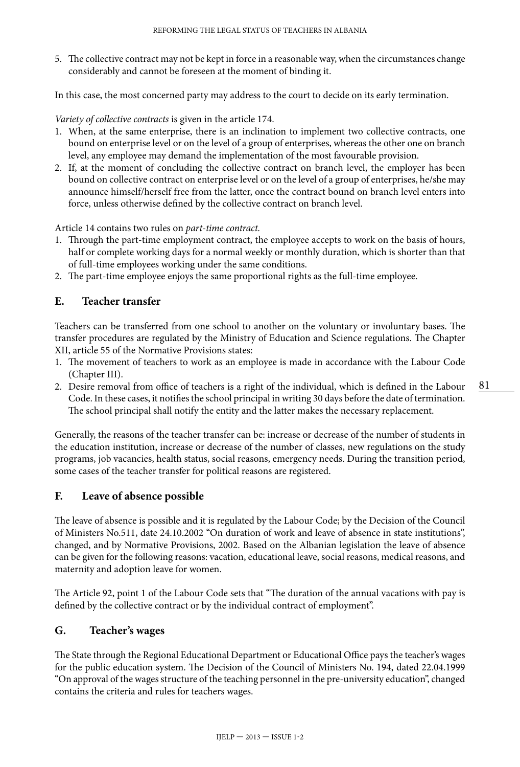5. The collective contract may not be kept in force in a reasonable way, when the circumstances change considerably and cannot be foreseen at the moment of binding it.

In this case, the most concerned party may address to the court to decide on its early termination.

*Variety of collective contracts* is given in the article 174.

1. When, at the same enterprise, there is an inclination to implement two collective contracts, one bound on enterprise level or on the level of a group of enterprises, whereas the other one on branch level, any employee may demand the implementation of the most favourable provision.
2. If, at the moment of concluding the collective contract on branch level, the employer has been bound on collective contract on enterprise level or on the level of a group of enterprises, he/she may announce himself/herself free from the latter, once the contract bound on branch level enters into force, unless otherwise defined by the collective contract on branch level.

Article 14 contains two rules on *part-time contract.*

1. Through the part-time employment contract, the employee accepts to work on the basis of hours, half or complete working days for a normal weekly or monthly duration, which is shorter than that of full-time employees working under the same conditions.
2. The part-time employee enjoys the same proportional rights as the full-time employee.

## E. Teacher transfer

Teachers can be transferred from one school to another on the voluntary or involuntary bases. The transfer procedures are regulated by the Ministry of Education and Science regulations. The Chapter XII, article 55 of the Normative Provisions states:

1. The movement of teachers to work as an employee is made in accordance with the Labour Code (Chapter III).
2. Desire removal from office of teachers is a right of the individual, which is defined in the Labour Code. In these cases, it notifies the school principal in writing 30 days before the date of termination. The school principal shall notify the entity and the latter makes the necessary replacement.

Generally, the reasons of the teacher transfer can be: increase or decrease of the number of students in the education institution, increase or decrease of the number of classes, new regulations on the study programs, job vacancies, health status, social reasons, emergency needs. During the transition period, some cases of the teacher transfer for political reasons are registered.

## F. Leave of absence possible

The leave of absence is possible and it is regulated by the Labour Code; by the Decision of the Council of Ministers No.511, date 24.10.2002 "On duration of work and leave of absence in state institutions", changed, and by Normative Provisions, 2002. Based on the Albanian legislation the leave of absence can be given for the following reasons: vacation, educational leave, social reasons, medical reasons, and maternity and adoption leave for women.

The Article 92, point 1 of the Labour Code sets that "The duration of the annual vacations with pay is defined by the collective contract or by the individual contract of employment".

## G. Teacher's wages

The State through the Regional Educational Department or Educational Office pays the teacher's wages for the public education system. The Decision of the Council of Ministers No. 194, dated 22.04.1999 "On approval of the wages structure of the teaching personnel in the pre-university education", changed contains the criteria and rules for teachers wages.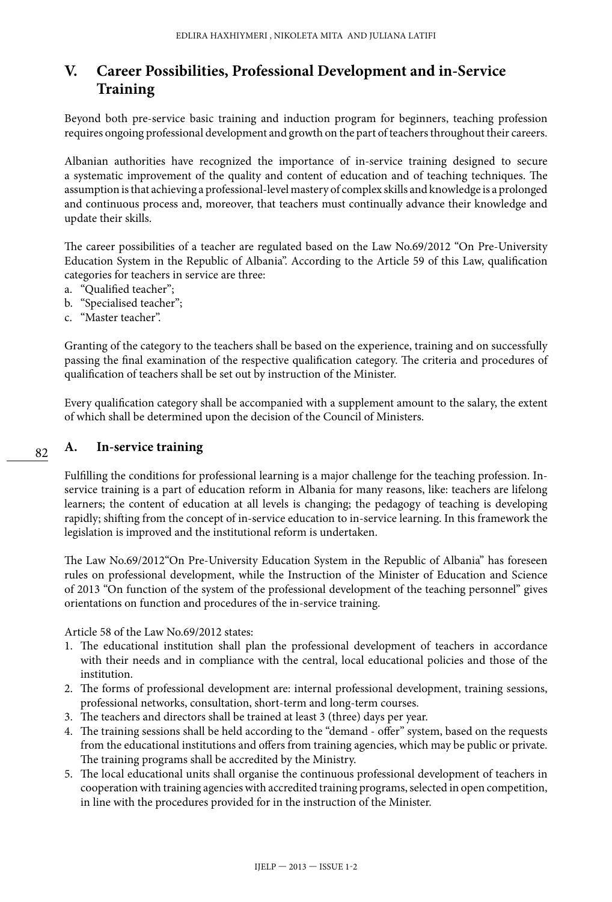## V. Career Possibilities, Professional Development and in-Service Training

Beyond both pre-service basic training and induction program for beginners, teaching profession requires ongoing professional development and growth on the part of teachers throughout their careers.

Albanian authorities have recognized the importance of in-service training designed to secure a systematic improvement of the quality and content of education and of teaching techniques. The assumption is that achieving a professional-level mastery of complex skills and knowledge is a prolonged and continuous process and, moreover, that teachers must continually advance their knowledge and update their skills.

The career possibilities of a teacher are regulated based on the Law No.69/2012 "On Pre-University Education System in the Republic of Albania". According to the Article 59 of this Law, qualification categories for teachers in service are three:

a. "Qualified teacher";
b. "Specialised teacher";
c. "Master teacher".

Granting of the category to the teachers shall be based on the experience, training and on successfully passing the final examination of the respective qualification category. The criteria and procedures of qualification of teachers shall be set out by instruction of the Minister.

Every qualification category shall be accompanied with a supplement amount to the salary, the extent of which shall be determined upon the decision of the Council of Ministers.

### A. In-service training

Fulfilling the conditions for professional learning is a major challenge for the teaching profession. In-service training is a part of education reform in Albania for many reasons, like: teachers are lifelong learners; the content of education at all levels is changing; the pedagogy of teaching is developing rapidly; shifting from the concept of in-service education to in-service learning. In this framework the legislation is improved and the institutional reform is undertaken.

The Law No.69/2012"On Pre-University Education System in the Republic of Albania" has foreseen rules on professional development, while the Instruction of the Minister of Education and Science of 2013 "On function of the system of the professional development of the teaching personnel" gives orientations on function and procedures of the in-service training.

Article 58 of the Law No.69/2012 states:

1. The educational institution shall plan the professional development of teachers in accordance with their needs and in compliance with the central, local educational policies and those of the institution.
2. The forms of professional development are: internal professional development, training sessions, professional networks, consultation, short-term and long-term courses.
3. The teachers and directors shall be trained at least 3 (three) days per year.
4. The training sessions shall be held according to the "demand - offer" system, based on the requests from the educational institutions and offers from training agencies, which may be public or private. The training programs shall be accredited by the Ministry.
5. The local educational units shall organise the continuous professional development of teachers in cooperation with training agencies with accredited training programs, selected in open competition, in line with the procedures provided for in the instruction of the Minister.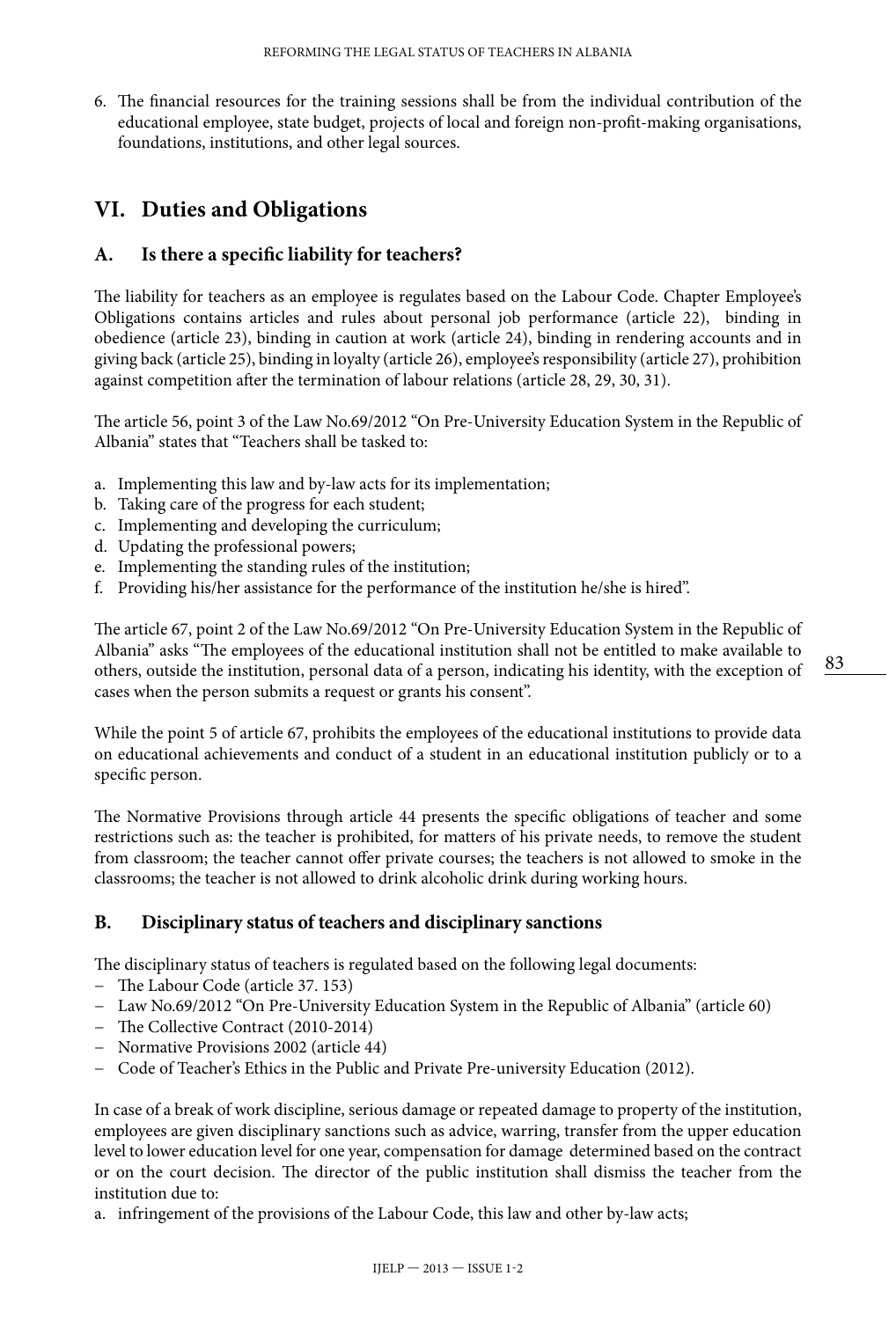6. The financial resources for the training sessions shall be from the individual contribution of the educational employee, state budget, projects of local and foreign non-profit-making organisations, foundations, institutions, and other legal sources.

## VI. Duties and Obligations

### A. Is there a specific liability for teachers?

The liability for teachers as an employee is regulates based on the Labour Code. Chapter Employee's Obligations contains articles and rules about personal job performance (article 22), binding in obedience (article 23), binding in caution at work (article 24), binding in rendering accounts and in giving back (article 25), binding in loyalty (article 26), employee's responsibility (article 27), prohibition against competition after the termination of labour relations (article 28, 29, 30, 31).

The article 56, point 3 of the Law No.69/2012 "On Pre-University Education System in the Republic of Albania" states that "Teachers shall be tasked to:

a. Implementing this law and by-law acts for its implementation;
b. Taking care of the progress for each student;
c. Implementing and developing the curriculum;
d. Updating the professional powers;
e. Implementing the standing rules of the institution;
f. Providing his/her assistance for the performance of the institution he/she is hired".

The article 67, point 2 of the Law No.69/2012 "On Pre-University Education System in the Republic of Albania" asks "The employees of the educational institution shall not be entitled to make available to others, outside the institution, personal data of a person, indicating his identity, with the exception of cases when the person submits a request or grants his consent".

While the point 5 of article 67, prohibits the employees of the educational institutions to provide data on educational achievements and conduct of a student in an educational institution publicly or to a specific person.

The Normative Provisions through article 44 presents the specific obligations of teacher and some restrictions such as: the teacher is prohibited, for matters of his private needs, to remove the student from classroom; the teacher cannot offer private courses; the teachers is not allowed to smoke in the classrooms; the teacher is not allowed to drink alcoholic drink during working hours.

### B. Disciplinary status of teachers and disciplinary sanctions

The disciplinary status of teachers is regulated based on the following legal documents:

- The Labour Code (article 37. 153)
- Law No.69/2012 "On Pre-University Education System in the Republic of Albania" (article 60)
- The Collective Contract (2010-2014)
- Normative Provisions 2002 (article 44)
- Code of Teacher's Ethics in the Public and Private Pre-university Education (2012).

In case of a break of work discipline, serious damage or repeated damage to property of the institution, employees are given disciplinary sanctions such as advice, warring, transfer from the upper education level to lower education level for one year, compensation for damage determined based on the contract or on the court decision. The director of the public institution shall dismiss the teacher from the institution due to:

a. infringement of the provisions of the Labour Code, this law and other by-law acts;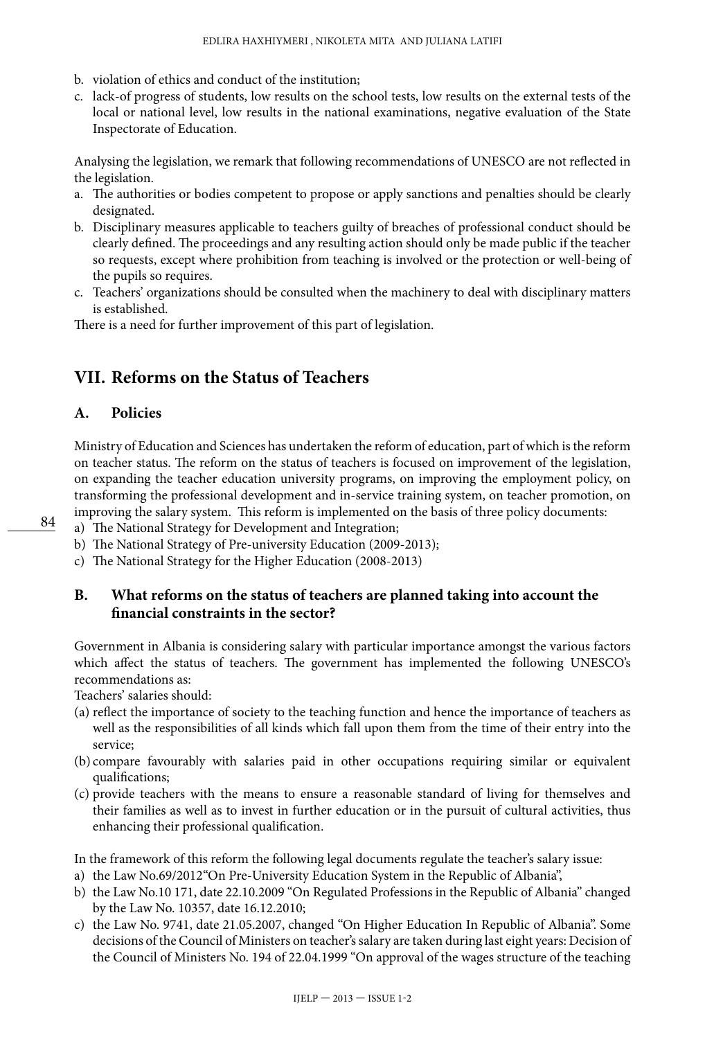b. violation of ethics and conduct of the institution;
c. lack-of progress of students, low results on the school tests, low results on the external tests of the local or national level, low results in the national examinations, negative evaluation of the State Inspectorate of Education.

Analysing the legislation, we remark that following recommendations of UNESCO are not reflected in the legislation.

a. The authorities or bodies competent to propose or apply sanctions and penalties should be clearly designated.
b. Disciplinary measures applicable to teachers guilty of breaches of professional conduct should be clearly defined. The proceedings and any resulting action should only be made public if the teacher so requests, except where prohibition from teaching is involved or the protection or well-being of the pupils so requires.
c. Teachers' organizations should be consulted when the machinery to deal with disciplinary matters is established.

There is a need for further improvement of this part of legislation.

## VII. Reforms on the Status of Teachers

### A. Policies

Ministry of Education and Sciences has undertaken the reform of education, part of which is the reform on teacher status. The reform on the status of teachers is focused on improvement of the legislation, on expanding the teacher education university programs, on improving the employment policy, on transforming the professional development and in-service training system, on teacher promotion, on improving the salary system. This reform is implemented on the basis of three policy documents:

a) The National Strategy for Development and Integration;
b) The National Strategy of Pre-university Education (2009-2013);
c) The National Strategy for the Higher Education (2008-2013)

### B. What reforms on the status of teachers are planned taking into account the financial constraints in the sector?

Government in Albania is considering salary with particular importance amongst the various factors which affect the status of teachers. The government has implemented the following UNESCO's recommendations as:

Teachers' salaries should:

(a) reflect the importance of society to the teaching function and hence the importance of teachers as well as the responsibilities of all kinds which fall upon them from the time of their entry into the service;
(b) compare favourably with salaries paid in other occupations requiring similar or equivalent qualifications;
(c) provide teachers with the means to ensure a reasonable standard of living for themselves and their families as well as to invest in further education or in the pursuit of cultural activities, thus enhancing their professional qualification.

In the framework of this reform the following legal documents regulate the teacher's salary issue:

a) the Law No.69/2012"On Pre-University Education System in the Republic of Albania",
b) the Law No.10 171, date 22.10.2009 "On Regulated Professions in the Republic of Albania" changed by the Law No. 10357, date 16.12.2010;
c) the Law No. 9741, date 21.05.2007, changed "On Higher Education In Republic of Albania". Some decisions of the Council of Ministers on teacher's salary are taken during last eight years: Decision of the Council of Ministers No. 194 of 22.04.1999 "On approval of the wages structure of the teaching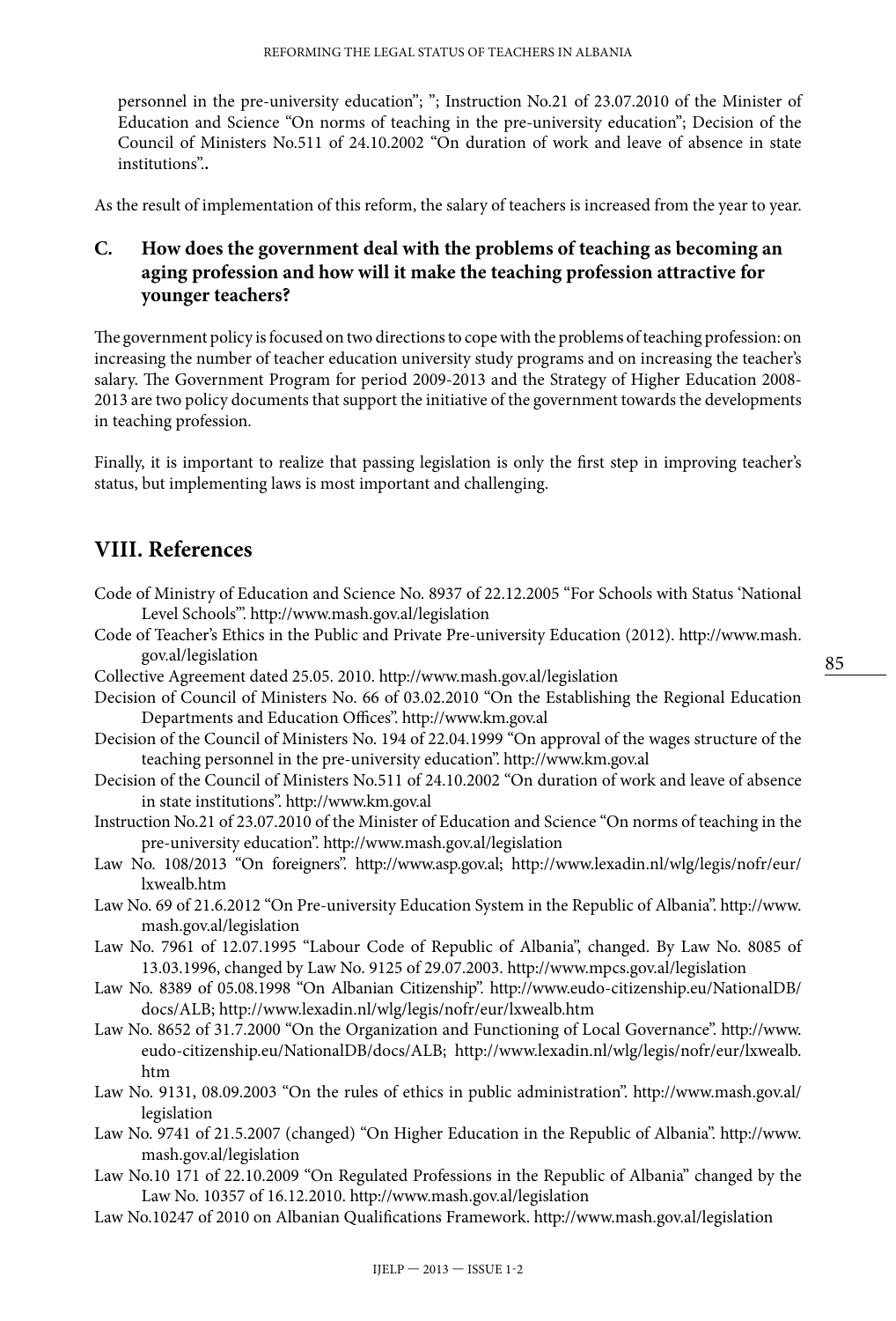personnel in the pre-university education"; "; Instruction No.21 of 23.07.2010 of the Minister of Education and Science "On norms of teaching in the pre-university education"; Decision of the Council of Ministers No.511 of 24.10.2002 "On duration of work and leave of absence in state institutions"**.**

As the result of implementation of this reform, the salary of teachers is increased from the year to year.

### C. How does the government deal with the problems of teaching as becoming an aging profession and how will it make the teaching profession attractive for younger teachers?

The government policy is focused on two directions to cope with the problems of teaching profession: on increasing the number of teacher education university study programs and on increasing the teacher's salary. The Government Program for period 2009-2013 and the Strategy of Higher Education 2008-2013 are two policy documents that support the initiative of the government towards the developments in teaching profession.

Finally, it is important to realize that passing legislation is only the first step in improving teacher's status, but implementing laws is most important and challenging.

## VIII. References

Code of Ministry of Education and Science No. 8937 of 22.12.2005 "For Schools with Status 'National Level Schools'". http://www.mash.gov.al/legislation

Code of Teacher's Ethics in the Public and Private Pre-university Education (2012). http://www.mash.gov.al/legislation

Collective Agreement dated 25.05. 2010. http://www.mash.gov.al/legislation

Decision of Council of Ministers No. 66 of 03.02.2010 "On the Establishing the Regional Education Departments and Education Offices". http://www.km.gov.al

Decision of the Council of Ministers No. 194 of 22.04.1999 "On approval of the wages structure of the teaching personnel in the pre-university education". http://www.km.gov.al

Decision of the Council of Ministers No.511 of 24.10.2002 "On duration of work and leave of absence in state institutions". http://www.km.gov.al

Instruction No.21 of 23.07.2010 of the Minister of Education and Science "On norms of teaching in the pre-university education". http://www.mash.gov.al/legislation

Law No. 108/2013 "On foreigners". http://www.asp.gov.al; http://www.lexadin.nl/wlg/legis/nofr/eur/lxwealb.htm

Law No. 69 of 21.6.2012 "On Pre-university Education System in the Republic of Albania". http://www.mash.gov.al/legislation

Law No. 7961 of 12.07.1995 "Labour Code of Republic of Albania", changed. By Law No. 8085 of 13.03.1996, changed by Law No. 9125 of 29.07.2003. http://www.mpcs.gov.al/legislation

Law No. 8389 of 05.08.1998 "On Albanian Citizenship". http://www.eudo-citizenship.eu/NationalDB/docs/ALB; http://www.lexadin.nl/wlg/legis/nofr/eur/lxwealb.htm

Law No. 8652 of 31.7.2000 "On the Organization and Functioning of Local Governance". http://www.eudo-citizenship.eu/NationalDB/docs/ALB; http://www.lexadin.nl/wlg/legis/nofr/eur/lxwealb.htm

Law No. 9131, 08.09.2003 "On the rules of ethics in public administration". http://www.mash.gov.al/legislation

Law No. 9741 of 21.5.2007 (changed) "On Higher Education in the Republic of Albania". http://www.mash.gov.al/legislation

Law No.10 171 of 22.10.2009 "On Regulated Professions in the Republic of Albania" changed by the Law No. 10357 of 16.12.2010. http://www.mash.gov.al/legislation

Law No.10247 of 2010 on Albanian Qualifications Framework. http://www.mash.gov.al/legislation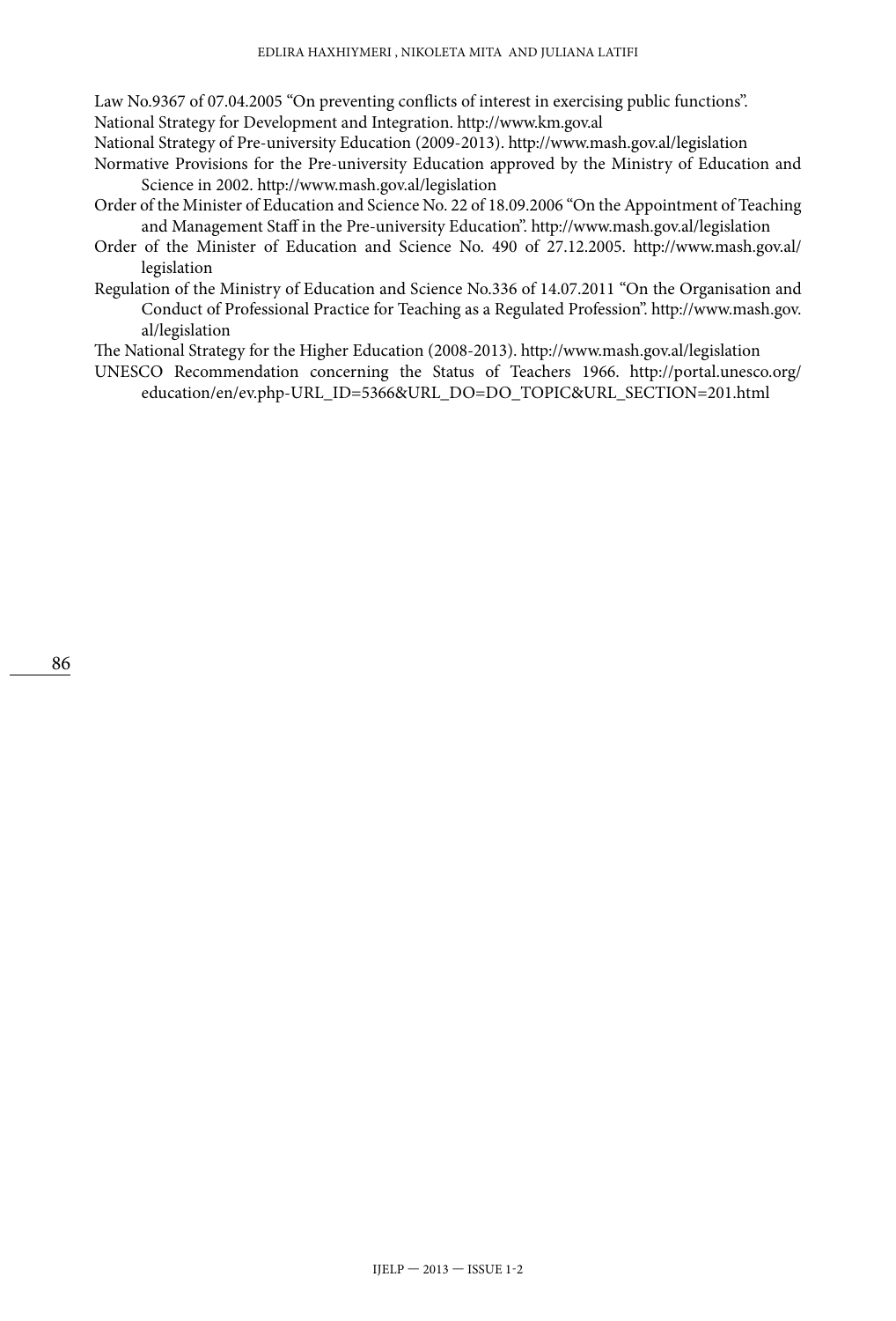Law No.9367 of 07.04.2005 "On preventing conflicts of interest in exercising public functions".

National Strategy for Development and Integration. http://www.km.gov.al

National Strategy of Pre-university Education (2009-2013). http://www.mash.gov.al/legislation

Normative Provisions for the Pre-university Education approved by the Ministry of Education and Science in 2002. http://www.mash.gov.al/legislation

Order of the Minister of Education and Science No. 22 of 18.09.2006 "On the Appointment of Teaching and Management Staff in the Pre-university Education". http://www.mash.gov.al/legislation

Order of the Minister of Education and Science No. 490 of 27.12.2005. http://www.mash.gov.al/legislation

Regulation of the Ministry of Education and Science No.336 of 14.07.2011 "On the Organisation and Conduct of Professional Practice for Teaching as a Regulated Profession". http://www.mash.gov.al/legislation

The National Strategy for the Higher Education (2008-2013). http://www.mash.gov.al/legislation

UNESCO Recommendation concerning the Status of Teachers 1966. http://portal.unesco.org/education/en/ev.php-URL_ID=5366&URL_DO=DO_TOPIC&URL_SECTION=201.html